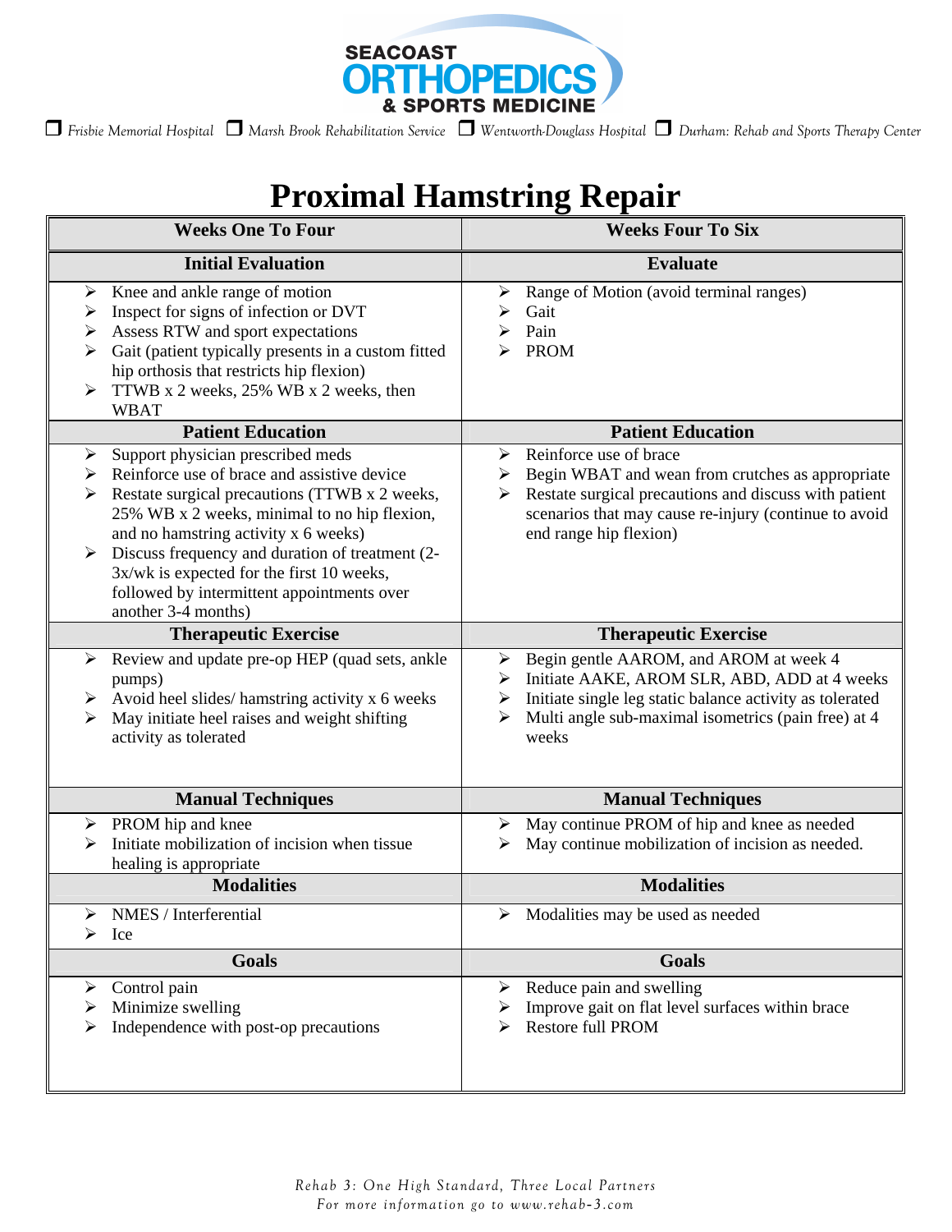SEACOAST ORTHOPEDICS & SPORTS MEDICINE

❒ Frisbie Memorial Hospital ❒ Marsh Brook Rehabilitation Service ❒ Wentworth-Douglass Hospital ❒ Durham: Rehab and Sports Therapy Center

# Proximal Hamstring Repair

| Weeks One To Four | Weeks Four To Six |
|---|---|
| **Initial Evaluation** | **Evaluate** |
| ➢ Knee and ankle range of motion<br>➢ Inspect for signs of infection or DVT<br>➢ Assess RTW and sport expectations<br>➢ Gait (patient typically presents in a custom fitted hip orthosis that restricts hip flexion)<br>➢ TTWB x 2 weeks, 25% WB x 2 weeks, then WBAT | ➢ Range of Motion (avoid terminal ranges)<br>➢ Gait<br>➢ Pain<br>➢ PROM |
| **Patient Education** | **Patient Education** |
| ➢ Support physician prescribed meds<br>➢ Reinforce use of brace and assistive device<br>➢ Restate surgical precautions (TTWB x 2 weeks, 25% WB x 2 weeks, minimal to no hip flexion, and no hamstring activity x 6 weeks)<br>➢ Discuss frequency and duration of treatment (2-3x/wk is expected for the first 10 weeks, followed by intermittent appointments over another 3-4 months) | ➢ Reinforce use of brace<br>➢ Begin WBAT and wean from crutches as appropriate<br>➢ Restate surgical precautions and discuss with patient scenarios that may cause re-injury (continue to avoid end range hip flexion) |
| **Therapeutic Exercise** | **Therapeutic Exercise** |
| ➢ Review and update pre-op HEP (quad sets, ankle pumps)<br>➢ Avoid heel slides/ hamstring activity x 6 weeks<br>➢ May initiate heel raises and weight shifting activity as tolerated | ➢ Begin gentle AAROM, and AROM at week 4<br>➢ Initiate AAKE, AROM SLR, ABD, ADD at 4 weeks<br>➢ Initiate single leg static balance activity as tolerated<br>➢ Multi angle sub-maximal isometrics (pain free) at 4 weeks |
| **Manual Techniques** | **Manual Techniques** |
| ➢ PROM hip and knee<br>➢ Initiate mobilization of incision when tissue healing is appropriate | ➢ May continue PROM of hip and knee as needed<br>➢ May continue mobilization of incision as needed. |
| **Modalities** | **Modalities** |
| ➢ NMES / Interferential<br>➢ Ice | ➢ Modalities may be used as needed |
| **Goals** | **Goals** |
| ➢ Control pain<br>➢ Minimize swelling<br>➢ Independence with post-op precautions | ➢ Reduce pain and swelling<br>➢ Improve gait on flat level surfaces within brace<br>➢ Restore full PROM |

*Rehab 3: One High Standard, Three Local Partners*
*For more information go to www.rehab-3.com*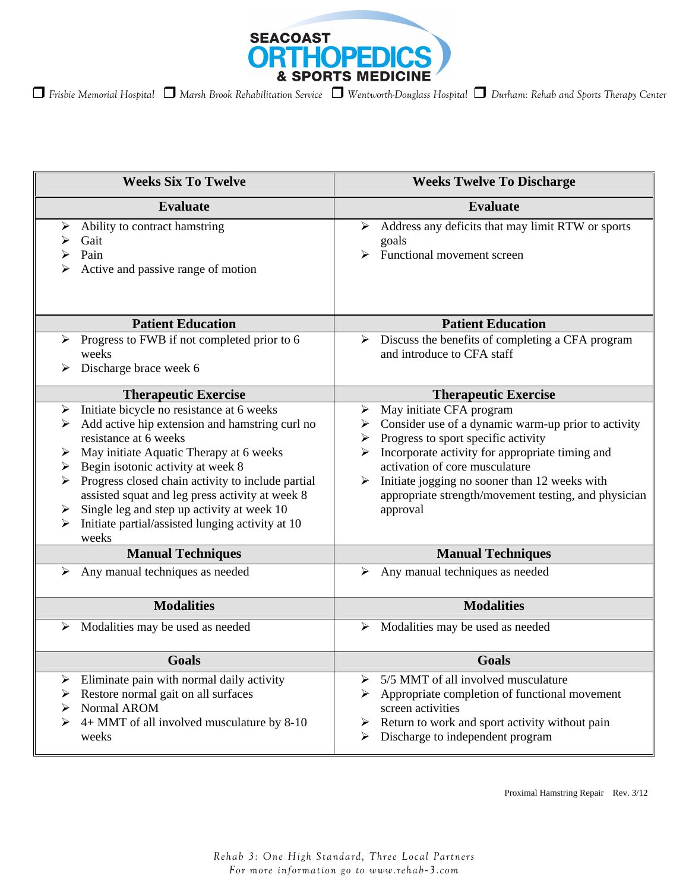SEACOAST ORTHOPEDICS & SPORTS MEDICINE

❐ Frisbie Memorial Hospital ❐ Marsh Brook Rehabilitation Service ❐ Wentworth-Douglass Hospital ❐ Durham: Rehab and Sports Therapy Center

| Weeks Six To Twelve | Weeks Twelve To Discharge |
|---|---|
| **Evaluate** | **Evaluate** |
| ➢ Ability to contract hamstring<br>➢ Gait<br>➢ Pain<br>➢ Active and passive range of motion | ➢ Address any deficits that may limit RTW or sports goals<br>➢ Functional movement screen |
| **Patient Education** | **Patient Education** |
| ➢ Progress to FWB if not completed prior to 6 weeks<br>➢ Discharge brace week 6 | ➢ Discuss the benefits of completing a CFA program and introduce to CFA staff |
| **Therapeutic Exercise** | **Therapeutic Exercise** |
| ➢ Initiate bicycle no resistance at 6 weeks<br>➢ Add active hip extension and hamstring curl no resistance at 6 weeks<br>➢ May initiate Aquatic Therapy at 6 weeks<br>➢ Begin isotonic activity at week 8<br>➢ Progress closed chain activity to include partial assisted squat and leg press activity at week 8<br>➢ Single leg and step up activity at week 10<br>➢ Initiate partial/assisted lunging activity at 10 weeks | ➢ May initiate CFA program<br>➢ Consider use of a dynamic warm-up prior to activity<br>➢ Progress to sport specific activity<br>➢ Incorporate activity for appropriate timing and activation of core musculature<br>➢ Initiate jogging no sooner than 12 weeks with appropriate strength/movement testing, and physician approval |
| **Manual Techniques** | **Manual Techniques** |
| ➢ Any manual techniques as needed | ➢ Any manual techniques as needed |
| **Modalities** | **Modalities** |
| ➢ Modalities may be used as needed | ➢ Modalities may be used as needed |
| **Goals** | **Goals** |
| ➢ Eliminate pain with normal daily activity<br>➢ Restore normal gait on all surfaces<br>➢ Normal AROM<br>➢ 4+ MMT of all involved musculature by 8-10 weeks | ➢ 5/5 MMT of all involved musculature<br>➢ Appropriate completion of functional movement screen activities<br>➢ Return to work and sport activity without pain<br>➢ Discharge to independent program |

Proximal Hamstring Repair Rev. 3/12

*Rehab 3: One High Standard, Three Local Partners*
*For more information go to www.rehab-3.com*